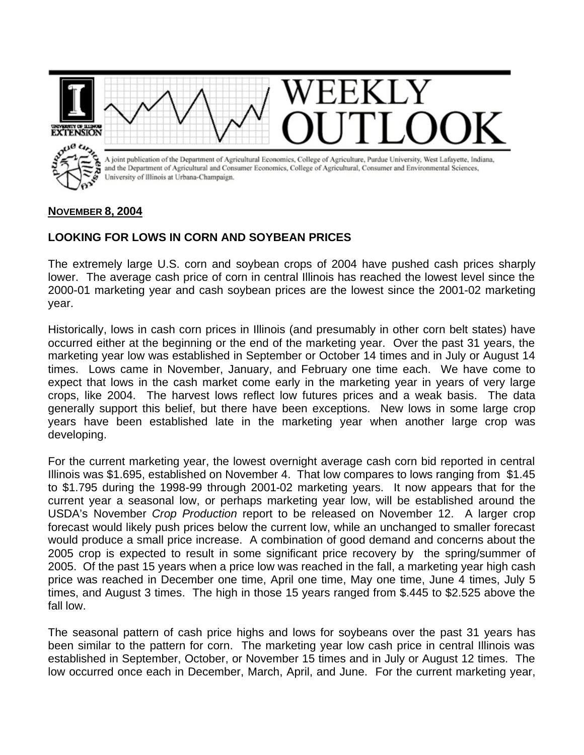# WEEKLY OUTLOOK

A joint publication of the Department of Agricultural Economics, College of Agriculture, Purdue University, West Lafayette, Indiana, and the Department of Agricultural and Consumer Economics, College of Agricultural, Consumer and Environmental Sciences, University of Illinois at Urbana-Champaign.

**NOVEMBER 8, 2004**

## LOOKING FOR LOWS IN CORN AND SOYBEAN PRICES

The extremely large U.S. corn and soybean crops of 2004 have pushed cash prices sharply lower. The average cash price of corn in central Illinois has reached the lowest level since the 2000-01 marketing year and cash soybean prices are the lowest since the 2001-02 marketing year.

Historically, lows in cash corn prices in Illinois (and presumably in other corn belt states) have occurred either at the beginning or the end of the marketing year. Over the past 31 years, the marketing year low was established in September or October 14 times and in July or August 14 times. Lows came in November, January, and February one time each. We have come to expect that lows in the cash market come early in the marketing year in years of very large crops, like 2004. The harvest lows reflect low futures prices and a weak basis. The data generally support this belief, but there have been exceptions. New lows in some large crop years have been established late in the marketing year when another large crop was developing.

For the current marketing year, the lowest overnight average cash corn bid reported in central Illinois was $1.695, established on November 4. That low compares to lows ranging from $1.45 to $1.795 during the 1998-99 through 2001-02 marketing years. It now appears that for the current year a seasonal low, or perhaps marketing year low, will be established around the USDA's November *Crop Production* report to be released on November 12. A larger crop forecast would likely push prices below the current low, while an unchanged to smaller forecast would produce a small price increase. A combination of good demand and concerns about the 2005 crop is expected to result in some significant price recovery by the spring/summer of 2005. Of the past 15 years when a price low was reached in the fall, a marketing year high cash price was reached in December one time, April one time, May one time, June 4 times, July 5 times, and August 3 times. The high in those 15 years ranged from $.445 to $2.525 above the fall low.

The seasonal pattern of cash price highs and lows for soybeans over the past 31 years has been similar to the pattern for corn. The marketing year low cash price in central Illinois was established in September, October, or November 15 times and in July or August 12 times. The low occurred once each in December, March, April, and June. For the current marketing year,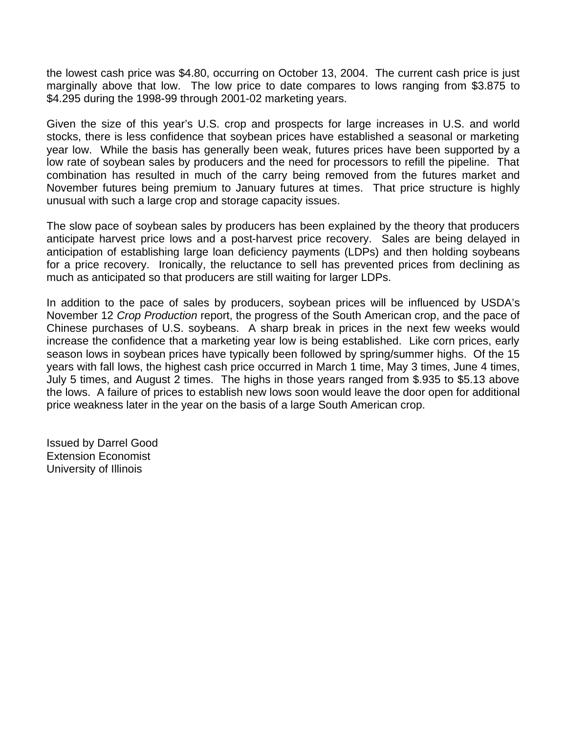the lowest cash price was $4.80, occurring on October 13, 2004. The current cash price is just marginally above that low. The low price to date compares to lows ranging from $3.875 to $4.295 during the 1998-99 through 2001-02 marketing years.

Given the size of this year's U.S. crop and prospects for large increases in U.S. and world stocks, there is less confidence that soybean prices have established a seasonal or marketing year low. While the basis has generally been weak, futures prices have been supported by a low rate of soybean sales by producers and the need for processors to refill the pipeline. That combination has resulted in much of the carry being removed from the futures market and November futures being premium to January futures at times. That price structure is highly unusual with such a large crop and storage capacity issues.

The slow pace of soybean sales by producers has been explained by the theory that producers anticipate harvest price lows and a post-harvest price recovery. Sales are being delayed in anticipation of establishing large loan deficiency payments (LDPs) and then holding soybeans for a price recovery. Ironically, the reluctance to sell has prevented prices from declining as much as anticipated so that producers are still waiting for larger LDPs.

In addition to the pace of sales by producers, soybean prices will be influenced by USDA's November 12 *Crop Production* report, the progress of the South American crop, and the pace of Chinese purchases of U.S. soybeans. A sharp break in prices in the next few weeks would increase the confidence that a marketing year low is being established. Like corn prices, early season lows in soybean prices have typically been followed by spring/summer highs. Of the 15 years with fall lows, the highest cash price occurred in March 1 time, May 3 times, June 4 times, July 5 times, and August 2 times. The highs in those years ranged from $.935 to $5.13 above the lows. A failure of prices to establish new lows soon would leave the door open for additional price weakness later in the year on the basis of a large South American crop.

Issued by Darrel Good
Extension Economist
University of Illinois